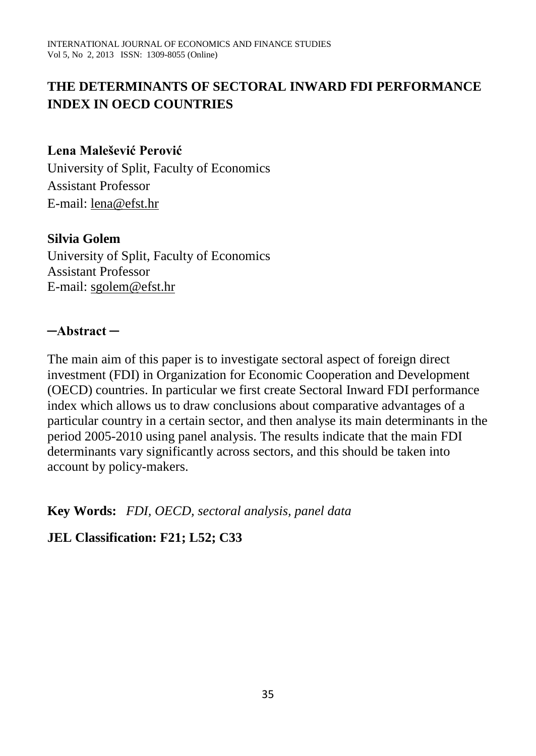# THE DETERMINANTS OF SECTORAL INWARD FDI PERFORMANCE INDEX IN OECD COUNTRIES

**Lena Malešević Perović**
University of Split, Faculty of Economics
Assistant Professor
E-mail: lena@efst.hr

**Silvia Golem**
University of Split, Faculty of Economics
Assistant Professor
E-mail: sgolem@efst.hr

## ─Abstract ─

The main aim of this paper is to investigate sectoral aspect of foreign direct investment (FDI) in Organization for Economic Cooperation and Development (OECD) countries. In particular we first create Sectoral Inward FDI performance index which allows us to draw conclusions about comparative advantages of a particular country in a certain sector, and then analyse its main determinants in the period 2005-2010 using panel analysis. The results indicate that the main FDI determinants vary significantly across sectors, and this should be taken into account by policy-makers.

**Key Words:** *FDI, OECD, sectoral analysis, panel data*

**JEL Classification: F21; L52; C33**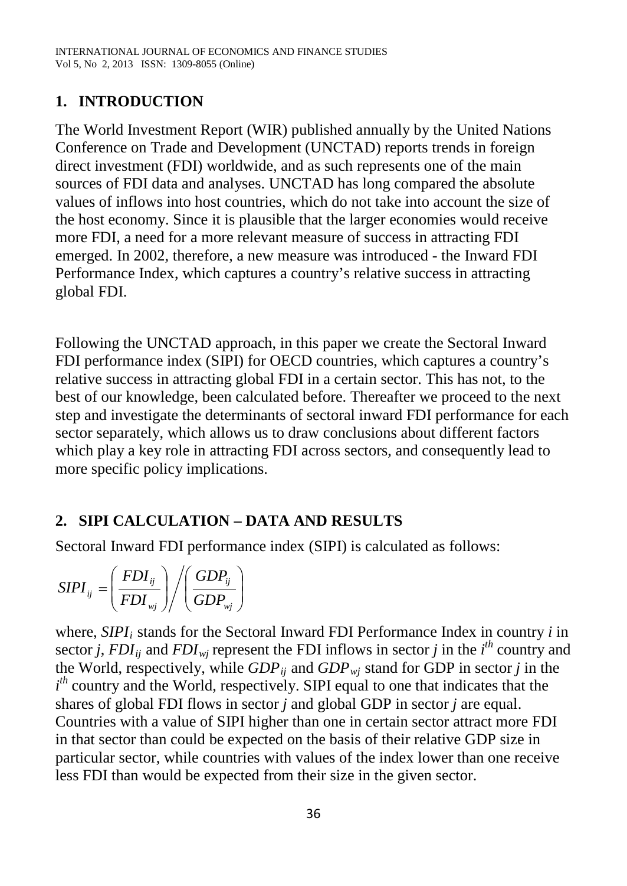## 1. INTRODUCTION

The World Investment Report (WIR) published annually by the United Nations Conference on Trade and Development (UNCTAD) reports trends in foreign direct investment (FDI) worldwide, and as such represents one of the main sources of FDI data and analyses. UNCTAD has long compared the absolute values of inflows into host countries, which do not take into account the size of the host economy. Since it is plausible that the larger economies would receive more FDI, a need for a more relevant measure of success in attracting FDI emerged. In 2002, therefore, a new measure was introduced - the Inward FDI Performance Index, which captures a country's relative success in attracting global FDI.

Following the UNCTAD approach, in this paper we create the Sectoral Inward FDI performance index (SIPI) for OECD countries, which captures a country's relative success in attracting global FDI in a certain sector. This has not, to the best of our knowledge, been calculated before. Thereafter we proceed to the next step and investigate the determinants of sectoral inward FDI performance for each sector separately, which allows us to draw conclusions about different factors which play a key role in attracting FDI across sectors, and consequently lead to more specific policy implications.

## 2. SIPI CALCULATION – DATA AND RESULTS

Sectoral Inward FDI performance index (SIPI) is calculated as follows:

$$SIPI_{ij} = \left(\frac{FDI_{ij}}{FDI_{wj}}\right) \Bigg/ \left(\frac{GDP_{ij}}{GDP_{wj}}\right)$$

where, $SIPI_i$ stands for the Sectoral Inward FDI Performance Index in country $i$ in sector $j$, $FDI_{ij}$ and $FDI_{wj}$ represent the FDI inflows in sector $j$ in the $i^{th}$ country and the World, respectively, while $GDP_{ij}$ and $GDP_{wj}$ stand for GDP in sector $j$ in the $i^{th}$ country and the World, respectively. SIPI equal to one that indicates that the shares of global FDI flows in sector $j$ and global GDP in sector $j$ are equal. Countries with a value of SIPI higher than one in certain sector attract more FDI in that sector than could be expected on the basis of their relative GDP size in particular sector, while countries with values of the index lower than one receive less FDI than would be expected from their size in the given sector.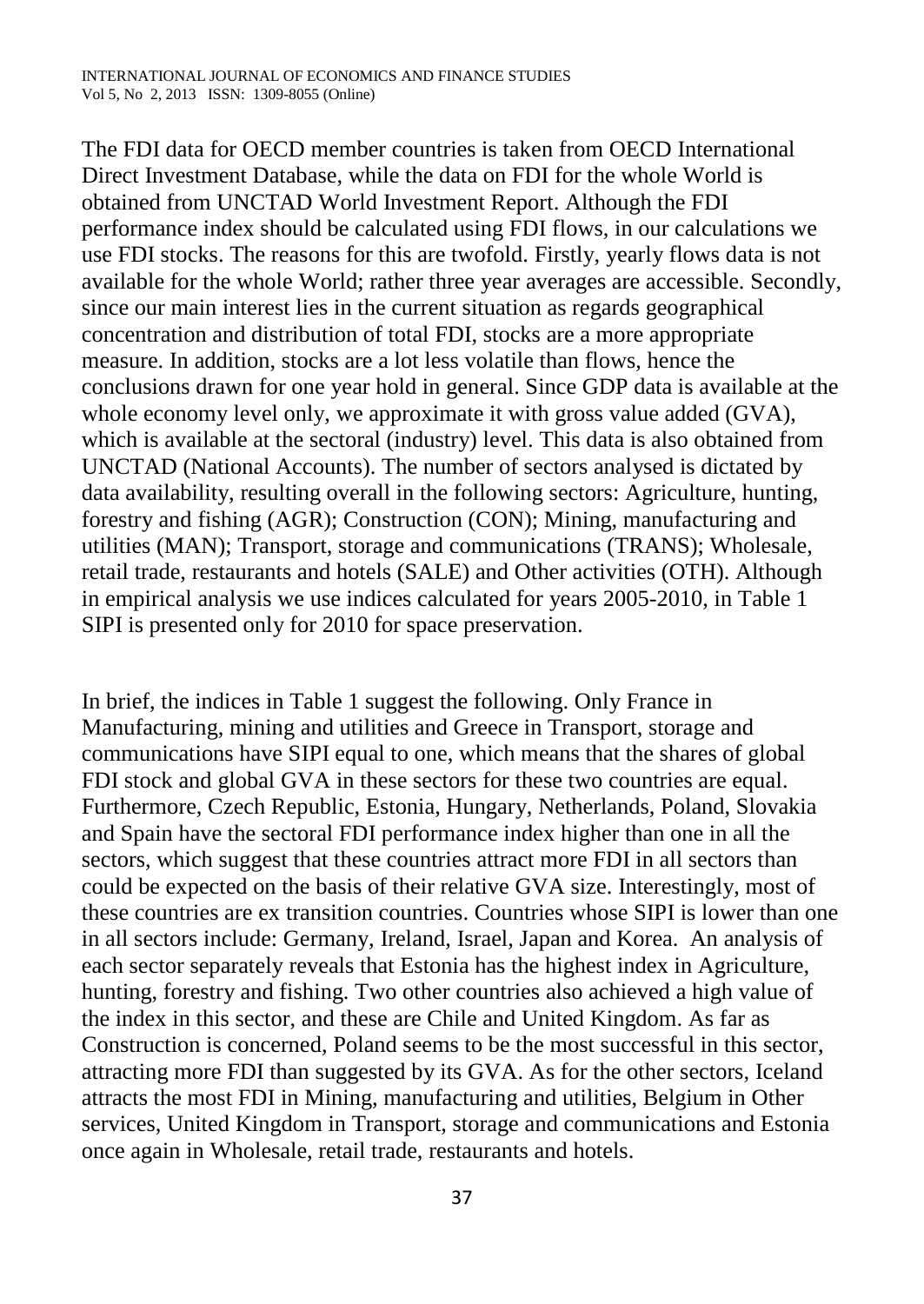The FDI data for OECD member countries is taken from OECD International Direct Investment Database, while the data on FDI for the whole World is obtained from UNCTAD World Investment Report. Although the FDI performance index should be calculated using FDI flows, in our calculations we use FDI stocks. The reasons for this are twofold. Firstly, yearly flows data is not available for the whole World; rather three year averages are accessible. Secondly, since our main interest lies in the current situation as regards geographical concentration and distribution of total FDI, stocks are a more appropriate measure. In addition, stocks are a lot less volatile than flows, hence the conclusions drawn for one year hold in general. Since GDP data is available at the whole economy level only, we approximate it with gross value added (GVA), which is available at the sectoral (industry) level. This data is also obtained from UNCTAD (National Accounts). The number of sectors analysed is dictated by data availability, resulting overall in the following sectors: Agriculture, hunting, forestry and fishing (AGR); Construction (CON); Mining, manufacturing and utilities (MAN); Transport, storage and communications (TRANS); Wholesale, retail trade, restaurants and hotels (SALE) and Other activities (OTH). Although in empirical analysis we use indices calculated for years 2005-2010, in Table 1 SIPI is presented only for 2010 for space preservation.

In brief, the indices in Table 1 suggest the following. Only France in Manufacturing, mining and utilities and Greece in Transport, storage and communications have SIPI equal to one, which means that the shares of global FDI stock and global GVA in these sectors for these two countries are equal. Furthermore, Czech Republic, Estonia, Hungary, Netherlands, Poland, Slovakia and Spain have the sectoral FDI performance index higher than one in all the sectors, which suggest that these countries attract more FDI in all sectors than could be expected on the basis of their relative GVA size. Interestingly, most of these countries are ex transition countries. Countries whose SIPI is lower than one in all sectors include: Germany, Ireland, Israel, Japan and Korea. An analysis of each sector separately reveals that Estonia has the highest index in Agriculture, hunting, forestry and fishing. Two other countries also achieved a high value of the index in this sector, and these are Chile and United Kingdom. As far as Construction is concerned, Poland seems to be the most successful in this sector, attracting more FDI than suggested by its GVA. As for the other sectors, Iceland attracts the most FDI in Mining, manufacturing and utilities, Belgium in Other services, United Kingdom in Transport, storage and communications and Estonia once again in Wholesale, retail trade, restaurants and hotels.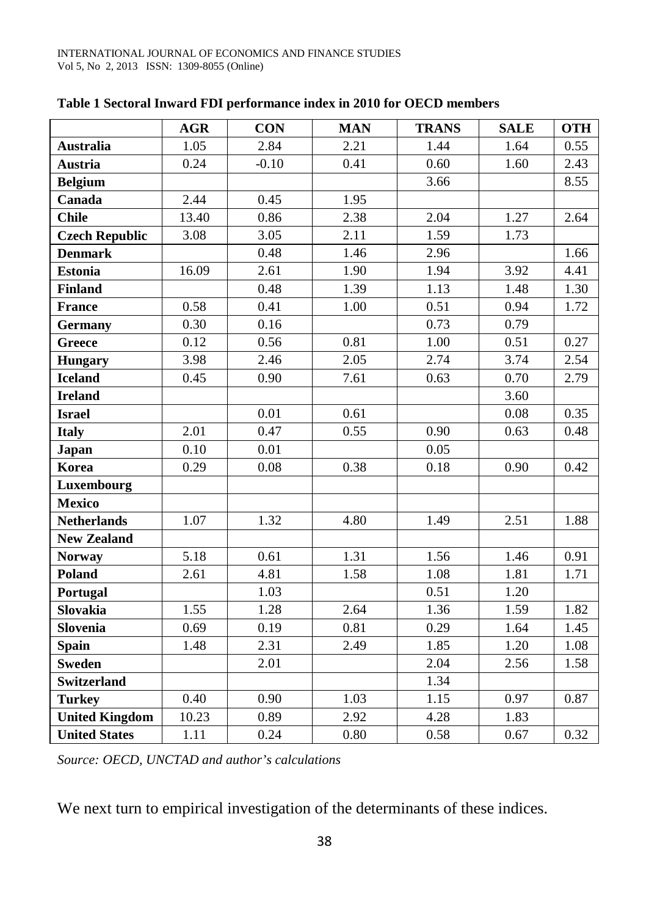**Table 1 Sectoral Inward FDI performance index in 2010 for OECD members**

| | AGR | CON | MAN | TRANS | SALE | OTH |
|---|---|---|---|---|---|---|
| **Australia** | 1.05 | 2.84 | 2.21 | 1.44 | 1.64 | 0.55 |
| **Austria** | 0.24 | -0.10 | 0.41 | 0.60 | 1.60 | 2.43 |
| **Belgium** | | | | 3.66 | | 8.55 |
| **Canada** | 2.44 | 0.45 | 1.95 | | | |
| **Chile** | 13.40 | 0.86 | 2.38 | 2.04 | 1.27 | 2.64 |
| **Czech Republic** | 3.08 | 3.05 | 2.11 | 1.59 | 1.73 | |
| **Denmark** | | 0.48 | 1.46 | 2.96 | | 1.66 |
| **Estonia** | 16.09 | 2.61 | 1.90 | 1.94 | 3.92 | 4.41 |
| **Finland** | | 0.48 | 1.39 | 1.13 | 1.48 | 1.30 |
| **France** | 0.58 | 0.41 | 1.00 | 0.51 | 0.94 | 1.72 |
| **Germany** | 0.30 | 0.16 | | 0.73 | 0.79 | |
| **Greece** | 0.12 | 0.56 | 0.81 | 1.00 | 0.51 | 0.27 |
| **Hungary** | 3.98 | 2.46 | 2.05 | 2.74 | 3.74 | 2.54 |
| **Iceland** | 0.45 | 0.90 | 7.61 | 0.63 | 0.70 | 2.79 |
| **Ireland** | | | | | 3.60 | |
| **Israel** | | 0.01 | 0.61 | | 0.08 | 0.35 |
| **Italy** | 2.01 | 0.47 | 0.55 | 0.90 | 0.63 | 0.48 |
| **Japan** | 0.10 | 0.01 | | 0.05 | | |
| **Korea** | 0.29 | 0.08 | 0.38 | 0.18 | 0.90 | 0.42 |
| **Luxembourg** | | | | | | |
| **Mexico** | | | | | | |
| **Netherlands** | 1.07 | 1.32 | 4.80 | 1.49 | 2.51 | 1.88 |
| **New Zealand** | | | | | | |
| **Norway** | 5.18 | 0.61 | 1.31 | 1.56 | 1.46 | 0.91 |
| **Poland** | 2.61 | 4.81 | 1.58 | 1.08 | 1.81 | 1.71 |
| **Portugal** | | 1.03 | | 0.51 | 1.20 | |
| **Slovakia** | 1.55 | 1.28 | 2.64 | 1.36 | 1.59 | 1.82 |
| **Slovenia** | 0.69 | 0.19 | 0.81 | 0.29 | 1.64 | 1.45 |
| **Spain** | 1.48 | 2.31 | 2.49 | 1.85 | 1.20 | 1.08 |
| **Sweden** | | 2.01 | | 2.04 | 2.56 | 1.58 |
| **Switzerland** | | | | 1.34 | | |
| **Turkey** | 0.40 | 0.90 | 1.03 | 1.15 | 0.97 | 0.87 |
| **United Kingdom** | 10.23 | 0.89 | 2.92 | 4.28 | 1.83 | |
| **United States** | 1.11 | 0.24 | 0.80 | 0.58 | 0.67 | 0.32 |

*Source: OECD, UNCTAD and author's calculations*

We next turn to empirical investigation of the determinants of these indices.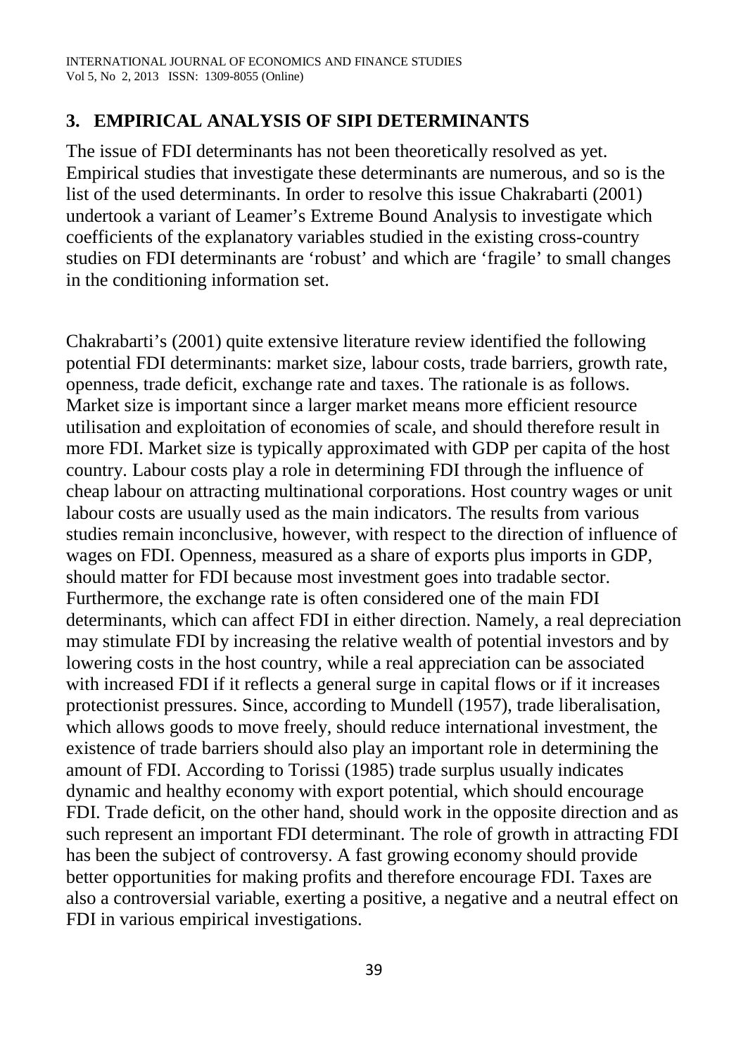## 3. EMPIRICAL ANALYSIS OF SIPI DETERMINANTS

The issue of FDI determinants has not been theoretically resolved as yet. Empirical studies that investigate these determinants are numerous, and so is the list of the used determinants. In order to resolve this issue Chakrabarti (2001) undertook a variant of Leamer's Extreme Bound Analysis to investigate which coefficients of the explanatory variables studied in the existing cross-country studies on FDI determinants are 'robust' and which are 'fragile' to small changes in the conditioning information set.

Chakrabarti's (2001) quite extensive literature review identified the following potential FDI determinants: market size, labour costs, trade barriers, growth rate, openness, trade deficit, exchange rate and taxes. The rationale is as follows. Market size is important since a larger market means more efficient resource utilisation and exploitation of economies of scale, and should therefore result in more FDI. Market size is typically approximated with GDP per capita of the host country. Labour costs play a role in determining FDI through the influence of cheap labour on attracting multinational corporations. Host country wages or unit labour costs are usually used as the main indicators. The results from various studies remain inconclusive, however, with respect to the direction of influence of wages on FDI. Openness, measured as a share of exports plus imports in GDP, should matter for FDI because most investment goes into tradable sector. Furthermore, the exchange rate is often considered one of the main FDI determinants, which can affect FDI in either direction. Namely, a real depreciation may stimulate FDI by increasing the relative wealth of potential investors and by lowering costs in the host country, while a real appreciation can be associated with increased FDI if it reflects a general surge in capital flows or if it increases protectionist pressures. Since, according to Mundell (1957), trade liberalisation, which allows goods to move freely, should reduce international investment, the existence of trade barriers should also play an important role in determining the amount of FDI. According to Torissi (1985) trade surplus usually indicates dynamic and healthy economy with export potential, which should encourage FDI. Trade deficit, on the other hand, should work in the opposite direction and as such represent an important FDI determinant. The role of growth in attracting FDI has been the subject of controversy. A fast growing economy should provide better opportunities for making profits and therefore encourage FDI. Taxes are also a controversial variable, exerting a positive, a negative and a neutral effect on FDI in various empirical investigations.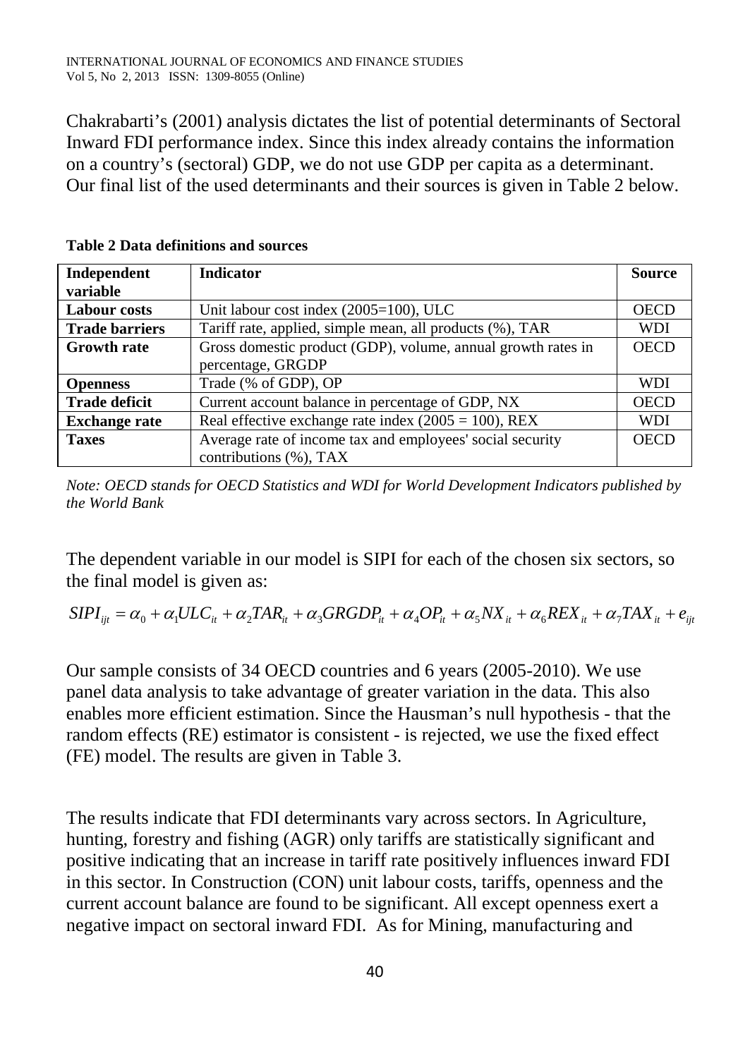Chakrabarti's (2001) analysis dictates the list of potential determinants of Sectoral Inward FDI performance index. Since this index already contains the information on a country's (sectoral) GDP, we do not use GDP per capita as a determinant. Our final list of the used determinants and their sources is given in Table 2 below.

**Table 2 Data definitions and sources**

| Independent variable | Indicator | Source |
|---|---|---|
| **Labour costs** | Unit labour cost index (2005=100), ULC | OECD |
| **Trade barriers** | Tariff rate, applied, simple mean, all products (%), TAR | WDI |
| **Growth rate** | Gross domestic product (GDP), volume, annual growth rates in percentage, GRGDP | OECD |
| **Openness** | Trade (% of GDP), OP | WDI |
| **Trade deficit** | Current account balance in percentage of GDP, NX | OECD |
| **Exchange rate** | Real effective exchange rate index (2005 = 100), REX | WDI |
| **Taxes** | Average rate of income tax and employees' social security contributions (%), TAX | OECD |

*Note: OECD stands for OECD Statistics and WDI for World Development Indicators published by the World Bank*

The dependent variable in our model is SIPI for each of the chosen six sectors, so the final model is given as:

$$SIPI_{ijt} = \alpha_0 + \alpha_1 ULC_{it} + \alpha_2 TAR_{it} + \alpha_3 GRGDP_{it} + \alpha_4 OP_{it} + \alpha_5 NX_{it} + \alpha_6 REX_{it} + \alpha_7 TAX_{it} + e_{ijt}$$

Our sample consists of 34 OECD countries and 6 years (2005-2010). We use panel data analysis to take advantage of greater variation in the data. This also enables more efficient estimation. Since the Hausman's null hypothesis - that the random effects (RE) estimator is consistent - is rejected, we use the fixed effect (FE) model. The results are given in Table 3.

The results indicate that FDI determinants vary across sectors. In Agriculture, hunting, forestry and fishing (AGR) only tariffs are statistically significant and positive indicating that an increase in tariff rate positively influences inward FDI in this sector. In Construction (CON) unit labour costs, tariffs, openness and the current account balance are found to be significant. All except openness exert a negative impact on sectoral inward FDI. As for Mining, manufacturing and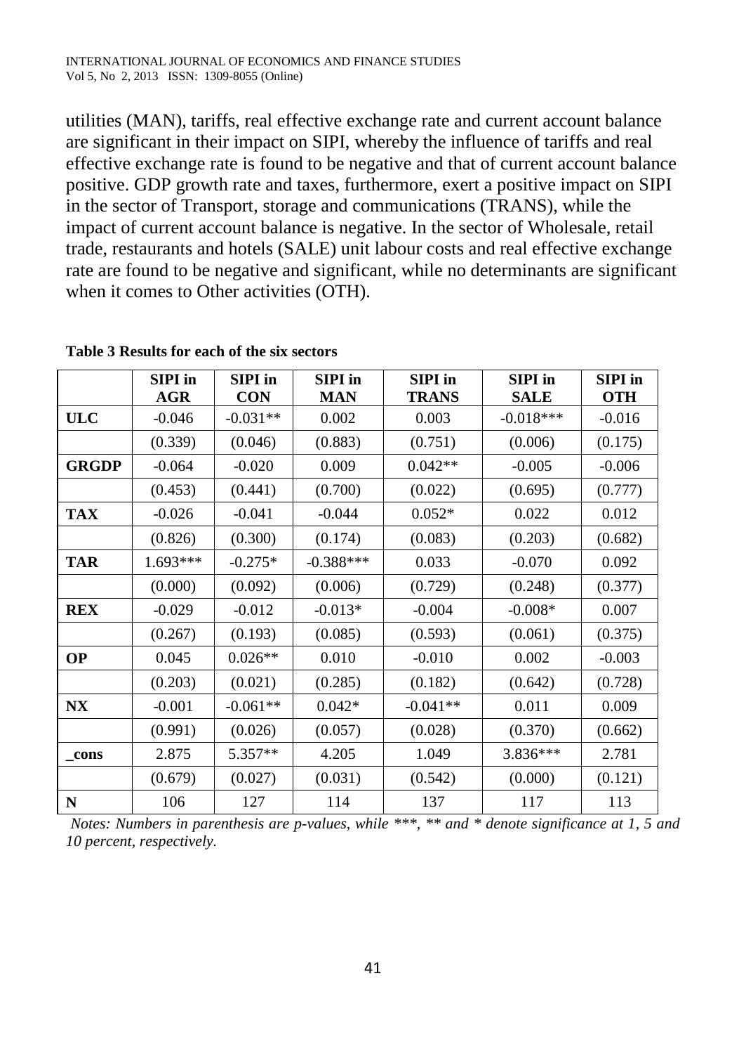utilities (MAN), tariffs, real effective exchange rate and current account balance are significant in their impact on SIPI, whereby the influence of tariffs and real effective exchange rate is found to be negative and that of current account balance positive. GDP growth rate and taxes, furthermore, exert a positive impact on SIPI in the sector of Transport, storage and communications (TRANS), while the impact of current account balance is negative. In the sector of Wholesale, retail trade, restaurants and hotels (SALE) unit labour costs and real effective exchange rate are found to be negative and significant, while no determinants are significant when it comes to Other activities (OTH).

**Table 3 Results for each of the six sectors**

| | SIPI in AGR | SIPI in CON | SIPI in MAN | SIPI in TRANS | SIPI in SALE | SIPI in OTH |
|---|---|---|---|---|---|---|
| **ULC** | -0.046 | -0.031** | 0.002 | 0.003 | -0.018*** | -0.016 |
| | (0.339) | (0.046) | (0.883) | (0.751) | (0.006) | (0.175) |
| **GRGDP** | -0.064 | -0.020 | 0.009 | 0.042** | -0.005 | -0.006 |
| | (0.453) | (0.441) | (0.700) | (0.022) | (0.695) | (0.777) |
| **TAX** | -0.026 | -0.041 | -0.044 | 0.052* | 0.022 | 0.012 |
| | (0.826) | (0.300) | (0.174) | (0.083) | (0.203) | (0.682) |
| **TAR** | 1.693*** | -0.275* | -0.388*** | 0.033 | -0.070 | 0.092 |
| | (0.000) | (0.092) | (0.006) | (0.729) | (0.248) | (0.377) |
| **REX** | -0.029 | -0.012 | -0.013* | -0.004 | -0.008* | 0.007 |
| | (0.267) | (0.193) | (0.085) | (0.593) | (0.061) | (0.375) |
| **OP** | 0.045 | 0.026** | 0.010 | -0.010 | 0.002 | -0.003 |
| | (0.203) | (0.021) | (0.285) | (0.182) | (0.642) | (0.728) |
| **NX** | -0.001 | -0.061** | 0.042* | -0.041** | 0.011 | 0.009 |
| | (0.991) | (0.026) | (0.057) | (0.028) | (0.370) | (0.662) |
| **_cons** | 2.875 | 5.357** | 4.205 | 1.049 | 3.836*** | 2.781 |
| | (0.679) | (0.027) | (0.031) | (0.542) | (0.000) | (0.121) |
| **N** | 106 | 127 | 114 | 137 | 117 | 113 |

*Notes: Numbers in parenthesis are p-values, while \*\*\*, \*\* and \* denote significance at 1, 5 and 10 percent, respectively.*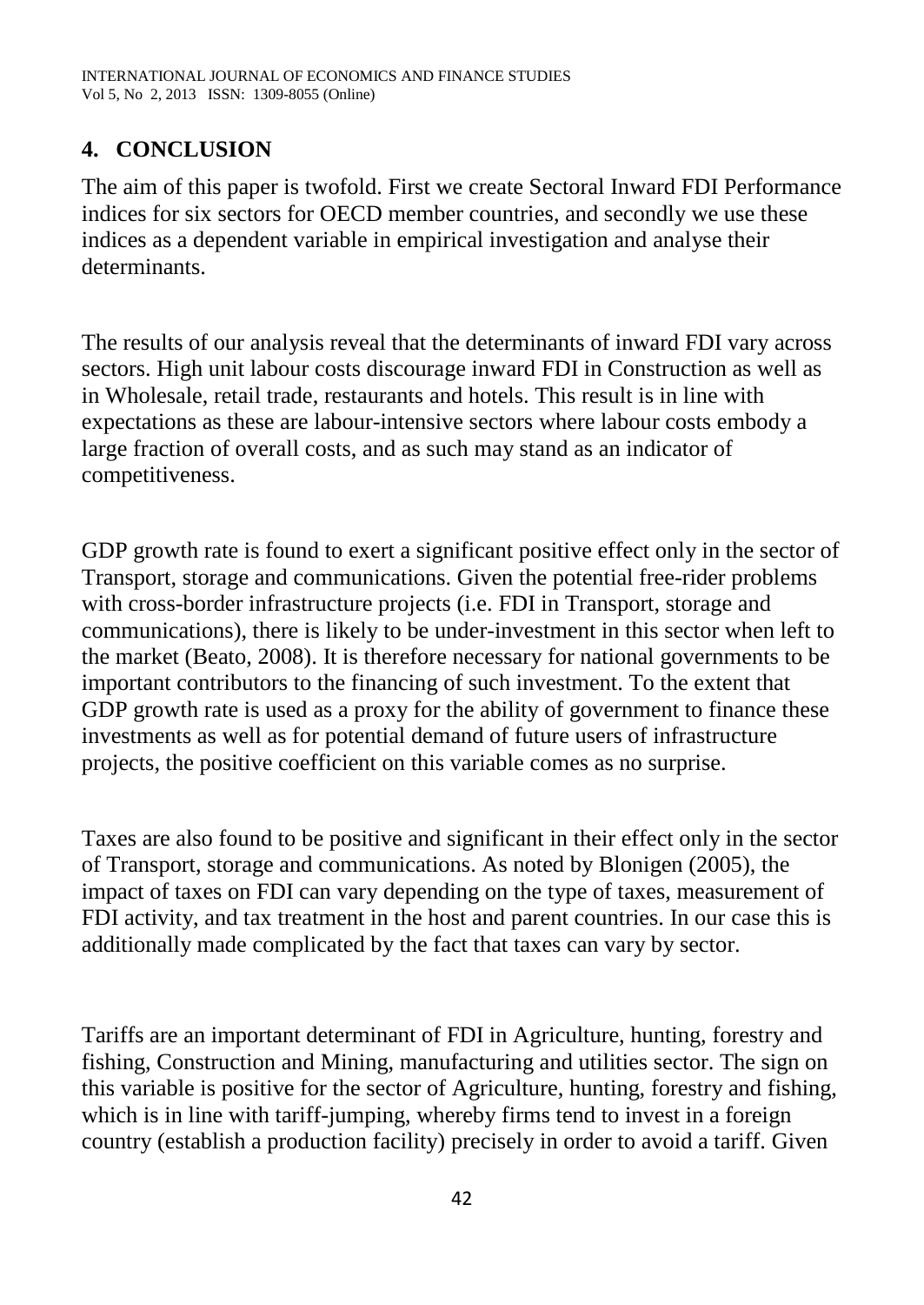## 4. CONCLUSION

The aim of this paper is twofold. First we create Sectoral Inward FDI Performance indices for six sectors for OECD member countries, and secondly we use these indices as a dependent variable in empirical investigation and analyse their determinants.

The results of our analysis reveal that the determinants of inward FDI vary across sectors. High unit labour costs discourage inward FDI in Construction as well as in Wholesale, retail trade, restaurants and hotels. This result is in line with expectations as these are labour-intensive sectors where labour costs embody a large fraction of overall costs, and as such may stand as an indicator of competitiveness.

GDP growth rate is found to exert a significant positive effect only in the sector of Transport, storage and communications. Given the potential free-rider problems with cross-border infrastructure projects (i.e. FDI in Transport, storage and communications), there is likely to be under-investment in this sector when left to the market (Beato, 2008). It is therefore necessary for national governments to be important contributors to the financing of such investment. To the extent that GDP growth rate is used as a proxy for the ability of government to finance these investments as well as for potential demand of future users of infrastructure projects, the positive coefficient on this variable comes as no surprise.

Taxes are also found to be positive and significant in their effect only in the sector of Transport, storage and communications. As noted by Blonigen (2005), the impact of taxes on FDI can vary depending on the type of taxes, measurement of FDI activity, and tax treatment in the host and parent countries. In our case this is additionally made complicated by the fact that taxes can vary by sector.

Tariffs are an important determinant of FDI in Agriculture, hunting, forestry and fishing, Construction and Mining, manufacturing and utilities sector. The sign on this variable is positive for the sector of Agriculture, hunting, forestry and fishing, which is in line with tariff-jumping, whereby firms tend to invest in a foreign country (establish a production facility) precisely in order to avoid a tariff. Given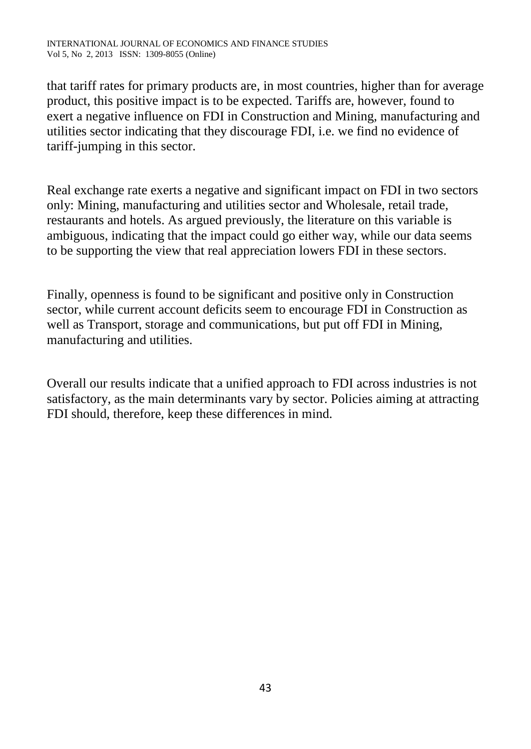that tariff rates for primary products are, in most countries, higher than for average product, this positive impact is to be expected. Tariffs are, however, found to exert a negative influence on FDI in Construction and Mining, manufacturing and utilities sector indicating that they discourage FDI, i.e. we find no evidence of tariff-jumping in this sector.

Real exchange rate exerts a negative and significant impact on FDI in two sectors only: Mining, manufacturing and utilities sector and Wholesale, retail trade, restaurants and hotels. As argued previously, the literature on this variable is ambiguous, indicating that the impact could go either way, while our data seems to be supporting the view that real appreciation lowers FDI in these sectors.

Finally, openness is found to be significant and positive only in Construction sector, while current account deficits seem to encourage FDI in Construction as well as Transport, storage and communications, but put off FDI in Mining, manufacturing and utilities.

Overall our results indicate that a unified approach to FDI across industries is not satisfactory, as the main determinants vary by sector. Policies aiming at attracting FDI should, therefore, keep these differences in mind.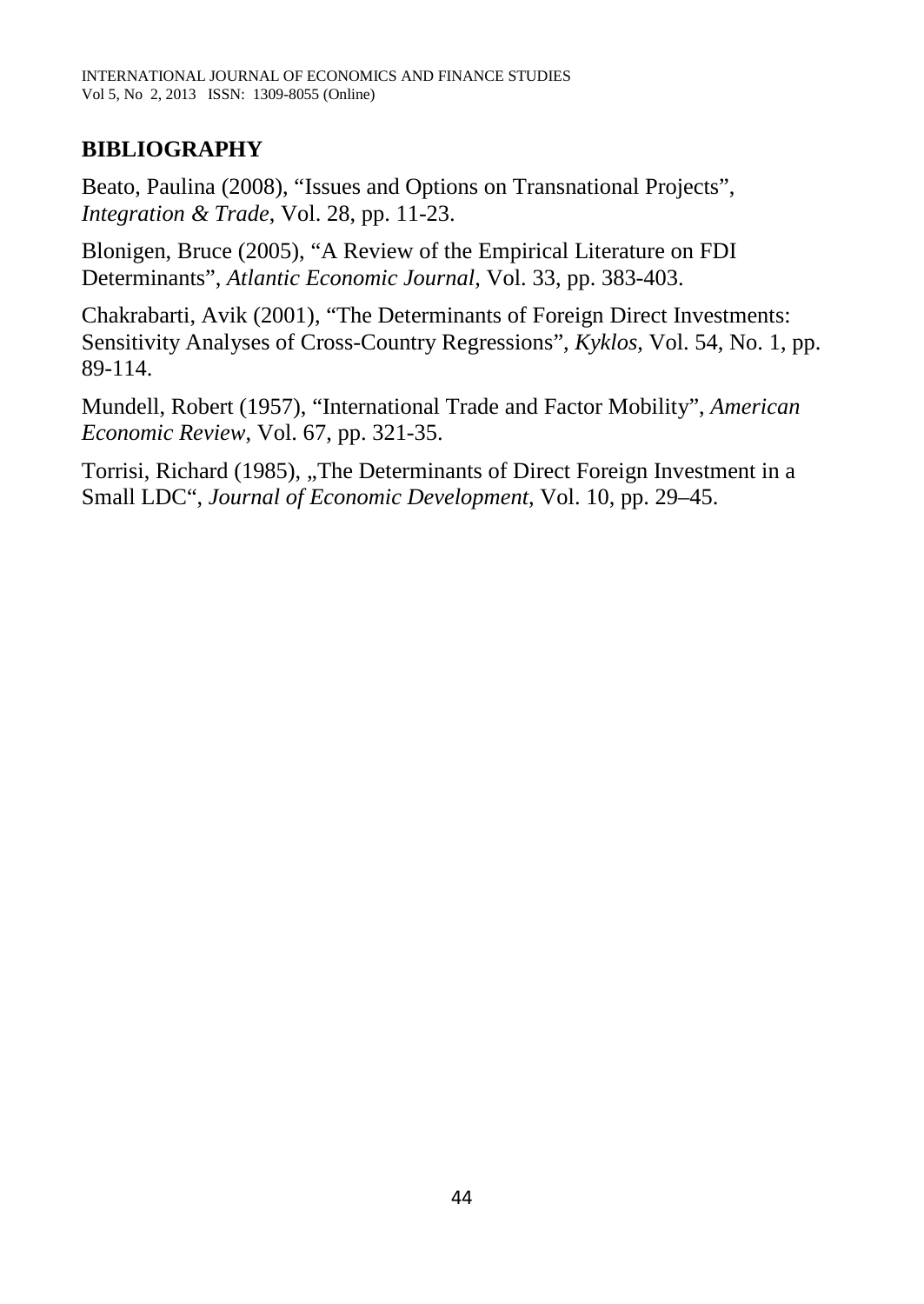## BIBLIOGRAPHY

Beato, Paulina (2008), "Issues and Options on Transnational Projects", *Integration & Trade*, Vol. 28, pp. 11-23.

Blonigen, Bruce (2005), "A Review of the Empirical Literature on FDI Determinants", *Atlantic Economic Journal*, Vol. 33, pp. 383-403.

Chakrabarti, Avik (2001), "The Determinants of Foreign Direct Investments: Sensitivity Analyses of Cross-Country Regressions", *Kyklos*, Vol. 54, No. 1, pp. 89-114.

Mundell, Robert (1957), "International Trade and Factor Mobility", *American Economic Review*, Vol. 67, pp. 321-35.

Torrisi, Richard (1985), „The Determinants of Direct Foreign Investment in a Small LDC", *Journal of Economic Development*, Vol. 10, pp. 29–45.